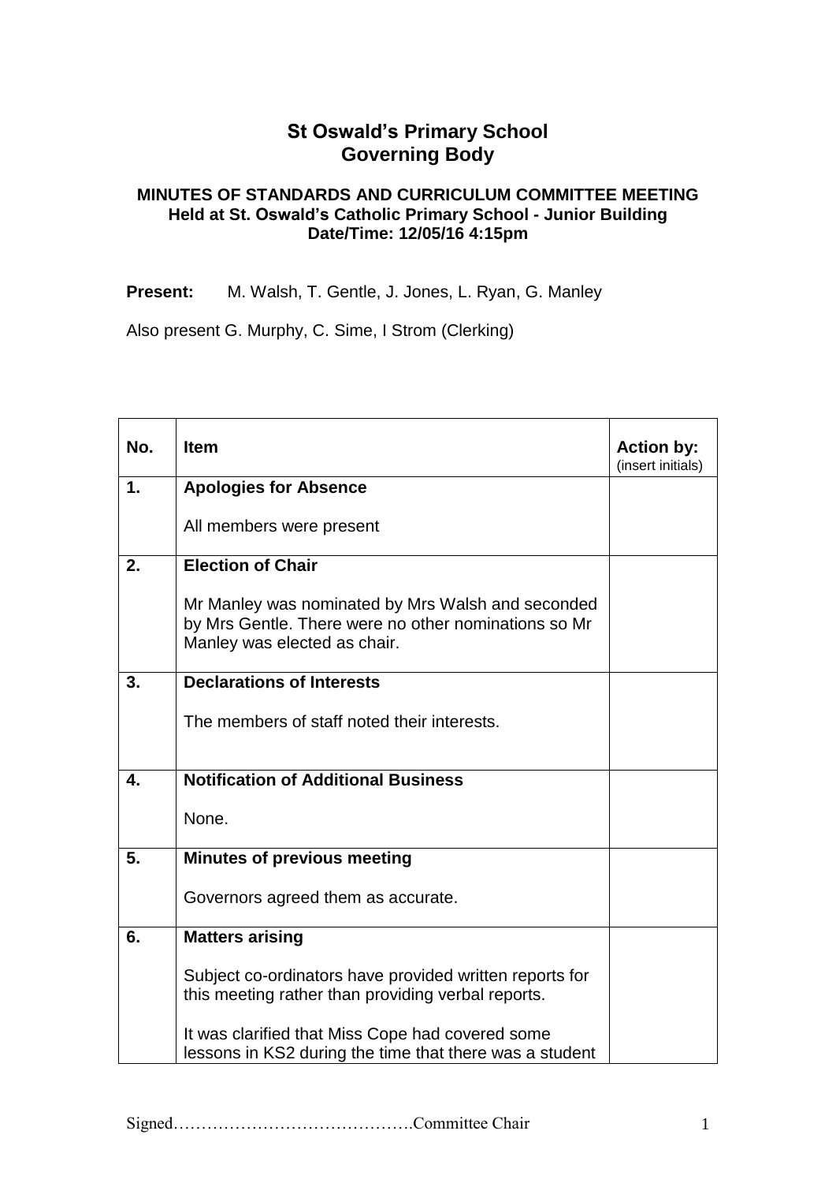# St Oswald's Primary School
# Governing Body

### MINUTES OF STANDARDS AND CURRICULUM COMMITTEE MEETING
### Held at St. Oswald's Catholic Primary School - Junior Building
### Date/Time: 12/05/16 4:15pm

**Present:** M. Walsh, T. Gentle, J. Jones, L. Ryan, G. Manley

Also present G. Murphy, C. Sime, I Strom (Clerking)

| No. | Item | Action by: (insert initials) |
|---|---|---|
| 1. | **Apologies for Absence**<br><br>All members were present | |
| 2. | **Election of Chair**<br><br>Mr Manley was nominated by Mrs Walsh and seconded by Mrs Gentle. There were no other nominations so Mr Manley was elected as chair. | |
| 3. | **Declarations of Interests**<br><br>The members of staff noted their interests. | |
| 4. | **Notification of Additional Business**<br><br>None. | |
| 5. | **Minutes of previous meeting**<br><br>Governors agreed them as accurate. | |
| 6. | **Matters arising**<br><br>Subject co-ordinators have provided written reports for this meeting rather than providing verbal reports.<br><br>It was clarified that Miss Cope had covered some lessons in KS2 during the time that there was a student | |

Signed…………………………………….Committee Chair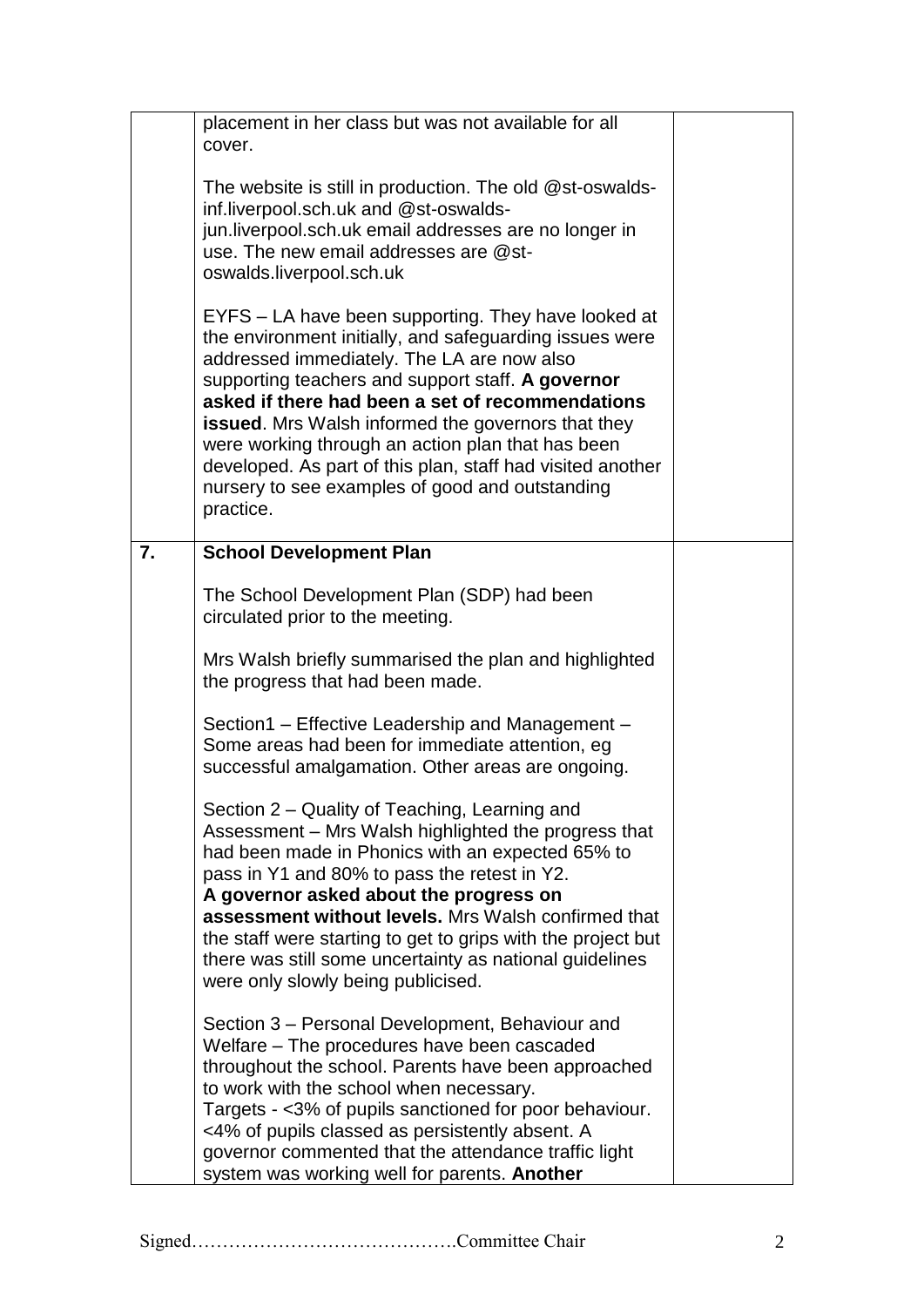| | | |
|---|---|---|
| | placement in her class but was not available for all cover.<br><br>The website is still in production. The old @st-oswalds-inf.liverpool.sch.uk and @st-oswalds-jun.liverpool.sch.uk email addresses are no longer in use. The new email addresses are @st-oswalds.liverpool.sch.uk<br><br>EYFS – LA have been supporting. They have looked at the environment initially, and safeguarding issues were addressed immediately. The LA are now also supporting teachers and support staff. **A governor asked if there had been a set of recommendations issued**. Mrs Walsh informed the governors that they were working through an action plan that has been developed. As part of this plan, staff had visited another nursery to see examples of good and outstanding practice. | |
| **7.** | **School Development Plan**<br><br>The School Development Plan (SDP) had been circulated prior to the meeting.<br><br>Mrs Walsh briefly summarised the plan and highlighted the progress that had been made.<br><br>Section1 – Effective Leadership and Management – Some areas had been for immediate attention, eg successful amalgamation. Other areas are ongoing.<br><br>Section 2 – Quality of Teaching, Learning and Assessment – Mrs Walsh highlighted the progress that had been made in Phonics with an expected 65% to pass in Y1 and 80% to pass the retest in Y2.<br>**A governor asked about the progress on assessment without levels.** Mrs Walsh confirmed that the staff were starting to get to grips with the project but there was still some uncertainty as national guidelines were only slowly being publicised.<br><br>Section 3 – Personal Development, Behaviour and Welfare – The procedures have been cascaded throughout the school. Parents have been approached to work with the school when necessary.<br>Targets - <3% of pupils sanctioned for poor behaviour. <4% of pupils classed as persistently absent. A governor commented that the attendance traffic light system was working well for parents. **Another** | |

Signed…………………………………….Committee Chair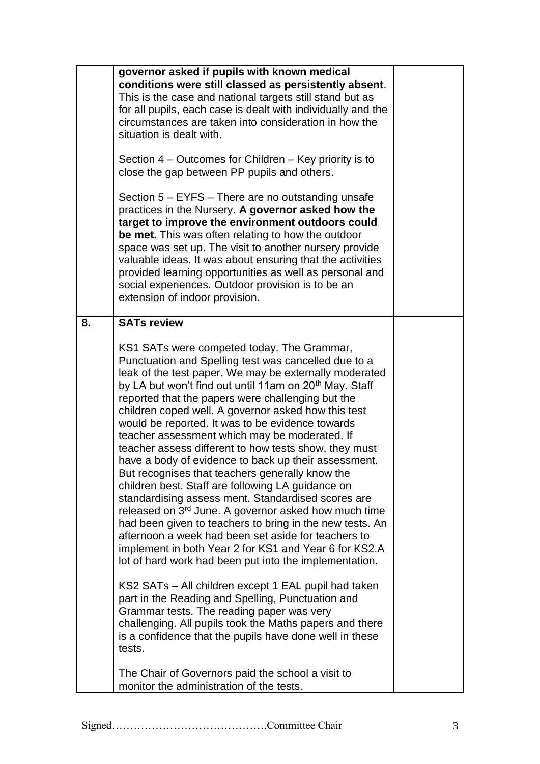| | | |
|---|---|---|
| | **governor asked if pupils with known medical conditions were still classed as persistently absent**. This is the case and national targets still stand but as for all pupils, each case is dealt with individually and the circumstances are taken into consideration in how the situation is dealt with.<br><br>Section 4 – Outcomes for Children – Key priority is to close the gap between PP pupils and others.<br><br>Section 5 – EYFS – There are no outstanding unsafe practices in the Nursery. **A governor asked how the target to improve the environment outdoors could be met.** This was often relating to how the outdoor space was set up. The visit to another nursery provide valuable ideas. It was about ensuring that the activities provided learning opportunities as well as personal and social experiences. Outdoor provision is to be an extension of indoor provision. | |
| **8.** | **SATs review**<br><br>KS1 SATs were competed today. The Grammar, Punctuation and Spelling test was cancelled due to a leak of the test paper. We may be externally moderated by LA but won't find out until 11am on 20th May. Staff reported that the papers were challenging but the children coped well. A governor asked how this test would be reported. It was to be evidence towards teacher assessment which may be moderated. If teacher assess different to how tests show, they must have a body of evidence to back up their assessment. But recognises that teachers generally know the children best. Staff are following LA guidance on standardising assess ment. Standardised scores are released on 3rd June. A governor asked how much time had been given to teachers to bring in the new tests. An afternoon a week had been set aside for teachers to implement in both Year 2 for KS1 and Year 6 for KS2.A lot of hard work had been put into the implementation.<br><br>KS2 SATs – All children except 1 EAL pupil had taken part in the Reading and Spelling, Punctuation and Grammar tests. The reading paper was very challenging. All pupils took the Maths papers and there is a confidence that the pupils have done well in these tests.<br><br>The Chair of Governors paid the school a visit to monitor the administration of the tests. | |

Signed…………………………………….Committee Chair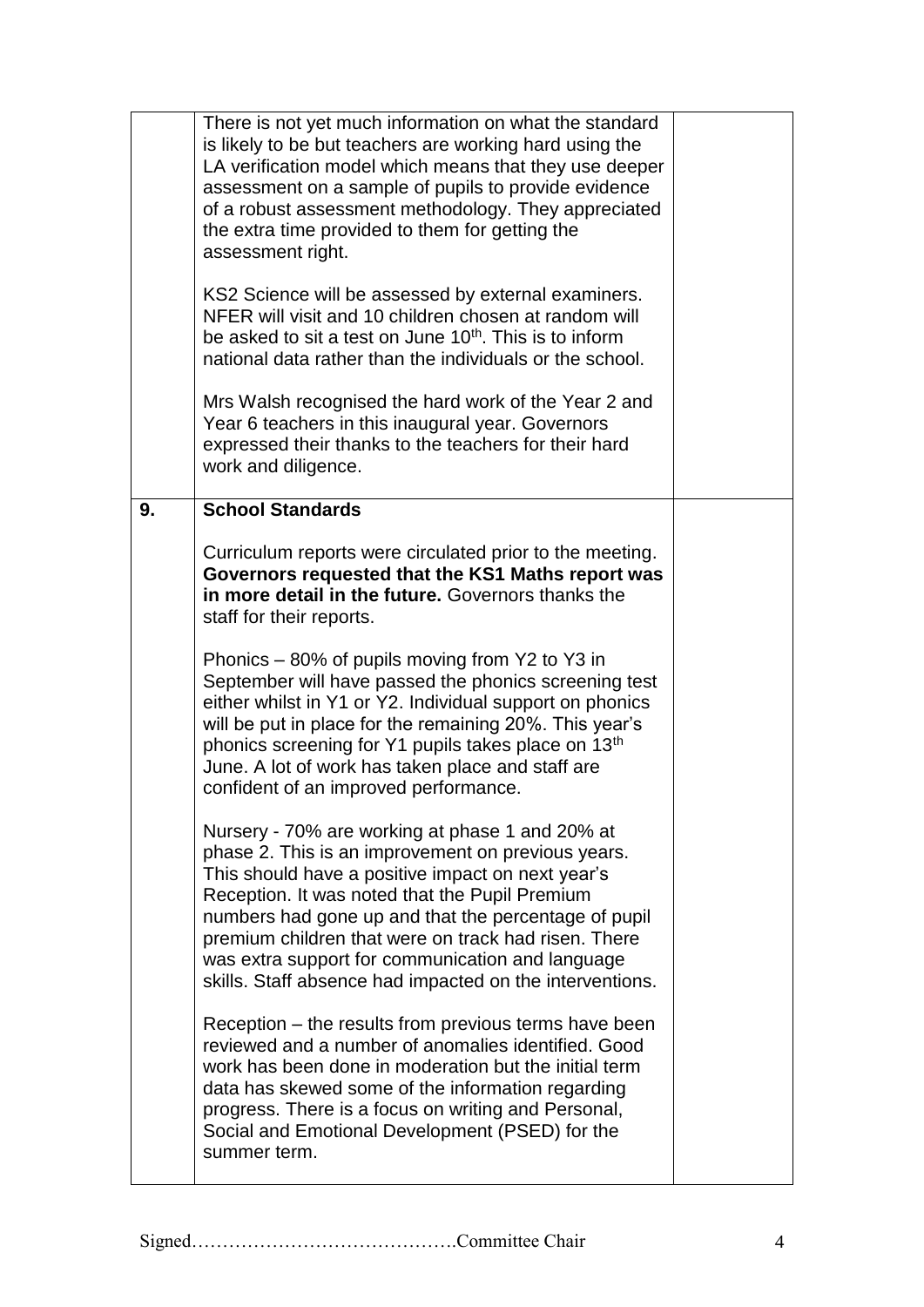| | | |
|---|---|---|
| | There is not yet much information on what the standard is likely to be but teachers are working hard using the LA verification model which means that they use deeper assessment on a sample of pupils to provide evidence of a robust assessment methodology. They appreciated the extra time provided to them for getting the assessment right.<br><br>KS2 Science will be assessed by external examiners. NFER will visit and 10 children chosen at random will be asked to sit a test on June 10th. This is to inform national data rather than the individuals or the school.<br><br>Mrs Walsh recognised the hard work of the Year 2 and Year 6 teachers in this inaugural year. Governors expressed their thanks to the teachers for their hard work and diligence. | |
| **9.** | **School Standards**<br><br>Curriculum reports were circulated prior to the meeting. **Governors requested that the KS1 Maths report was in more detail in the future.** Governors thanks the staff for their reports.<br><br>Phonics – 80% of pupils moving from Y2 to Y3 in September will have passed the phonics screening test either whilst in Y1 or Y2. Individual support on phonics will be put in place for the remaining 20%. This year's phonics screening for Y1 pupils takes place on 13th June. A lot of work has taken place and staff are confident of an improved performance.<br><br>Nursery - 70% are working at phase 1 and 20% at phase 2. This is an improvement on previous years. This should have a positive impact on next year's Reception. It was noted that the Pupil Premium numbers had gone up and that the percentage of pupil premium children that were on track had risen. There was extra support for communication and language skills. Staff absence had impacted on the interventions.<br><br>Reception – the results from previous terms have been reviewed and a number of anomalies identified. Good work has been done in moderation but the initial term data has skewed some of the information regarding progress. There is a focus on writing and Personal, Social and Emotional Development (PSED) for the summer term. | |

Signed…………………………………….Committee Chair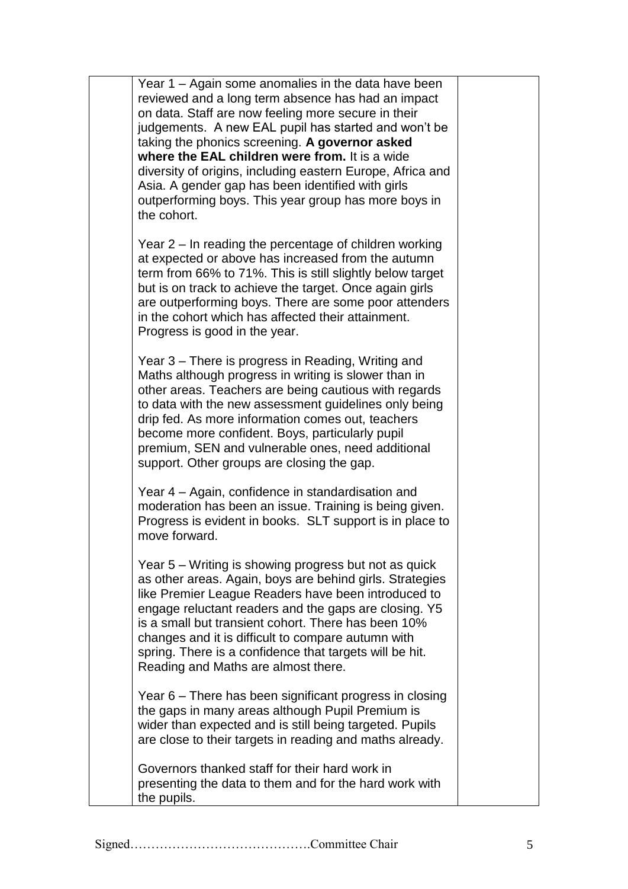| | | |
|---|---|---|
| | Year 1 – Again some anomalies in the data have been reviewed and a long term absence has had an impact on data. Staff are now feeling more secure in their judgements. A new EAL pupil has started and won't be taking the phonics screening. **A governor asked where the EAL children were from.** It is a wide diversity of origins, including eastern Europe, Africa and Asia. A gender gap has been identified with girls outperforming boys. This year group has more boys in the cohort.<br><br>Year 2 – In reading the percentage of children working at expected or above has increased from the autumn term from 66% to 71%. This is still slightly below target but is on track to achieve the target. Once again girls are outperforming boys. There are some poor attenders in the cohort which has affected their attainment. Progress is good in the year.<br><br>Year 3 – There is progress in Reading, Writing and Maths although progress in writing is slower than in other areas. Teachers are being cautious with regards to data with the new assessment guidelines only being drip fed. As more information comes out, teachers become more confident. Boys, particularly pupil premium, SEN and vulnerable ones, need additional support. Other groups are closing the gap.<br><br>Year 4 – Again, confidence in standardisation and moderation has been an issue. Training is being given. Progress is evident in books. SLT support is in place to move forward.<br><br>Year 5 – Writing is showing progress but not as quick as other areas. Again, boys are behind girls. Strategies like Premier League Readers have been introduced to engage reluctant readers and the gaps are closing. Y5 is a small but transient cohort. There has been 10% changes and it is difficult to compare autumn with spring. There is a confidence that targets will be hit. Reading and Maths are almost there.<br><br>Year 6 – There has been significant progress in closing the gaps in many areas although Pupil Premium is wider than expected and is still being targeted. Pupils are close to their targets in reading and maths already.<br><br>Governors thanked staff for their hard work in presenting the data to them and for the hard work with the pupils. | |

Signed…………………………………….Committee Chair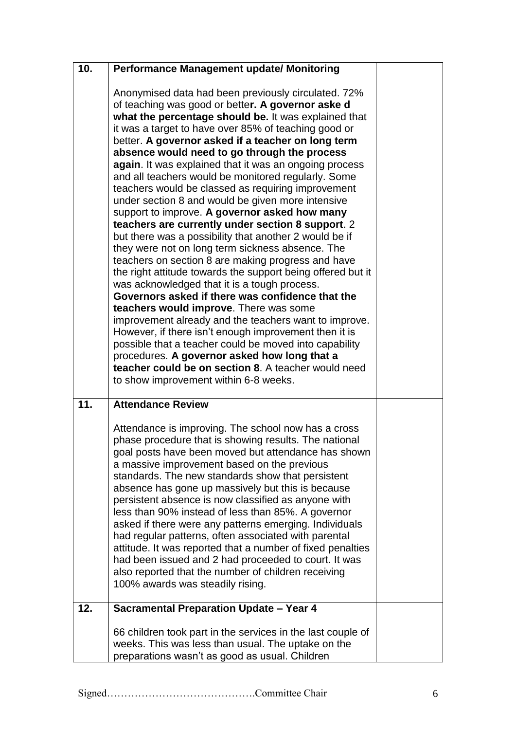| | | |
|---|---|---|
| **10.** | **Performance Management update/ Monitoring**<br><br>Anonymised data had been previously circulated. 72% of teaching was good or bette**r. A governor aske d what the percentage should be.** It was explained that it was a target to have over 85% of teaching good or better. **A governor asked if a teacher on long term absence would need to go through the process again**. It was explained that it was an ongoing process and all teachers would be monitored regularly. Some teachers would be classed as requiring improvement under section 8 and would be given more intensive support to improve. **A governor asked how many teachers are currently under section 8 support**. 2 but there was a possibility that another 2 would be if they were not on long term sickness absence. The teachers on section 8 are making progress and have the right attitude towards the support being offered but it was acknowledged that it is a tough process. **Governors asked if there was confidence that the teachers would improve**. There was some improvement already and the teachers want to improve. However, if there isn't enough improvement then it is possible that a teacher could be moved into capability procedures. **A governor asked how long that a teacher could be on section 8**. A teacher would need to show improvement within 6-8 weeks. | |
| **11.** | **Attendance Review**<br><br>Attendance is improving. The school now has a cross phase procedure that is showing results. The national goal posts have been moved but attendance has shown a massive improvement based on the previous standards. The new standards show that persistent absence has gone up massively but this is because persistent absence is now classified as anyone with less than 90% instead of less than 85%. A governor asked if there were any patterns emerging. Individuals had regular patterns, often associated with parental attitude. It was reported that a number of fixed penalties had been issued and 2 had proceeded to court. It was also reported that the number of children receiving 100% awards was steadily rising. | |
| **12.** | **Sacramental Preparation Update – Year 4**<br><br>66 children took part in the services in the last couple of weeks. This was less than usual. The uptake on the preparations wasn't as good as usual. Children | |

Signed…………………………………….Committee Chair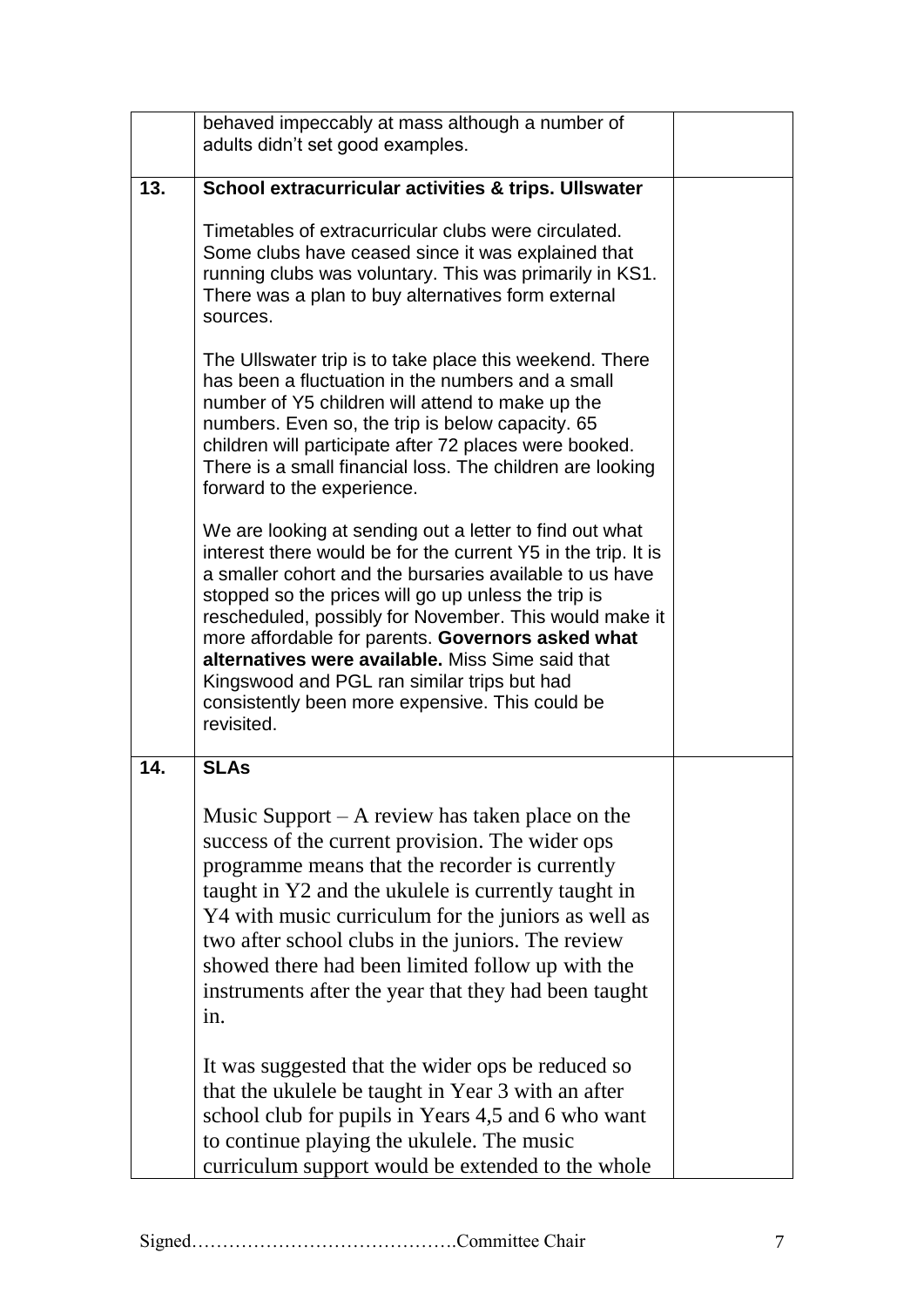| | | |
|---|---|---|
| | behaved impeccably at mass although a number of adults didn't set good examples. | |
| **13.** | **School extracurricular activities & trips. Ullswater**<br><br>Timetables of extracurricular clubs were circulated. Some clubs have ceased since it was explained that running clubs was voluntary. This was primarily in KS1. There was a plan to buy alternatives form external sources.<br><br>The Ullswater trip is to take place this weekend. There has been a fluctuation in the numbers and a small number of Y5 children will attend to make up the numbers. Even so, the trip is below capacity. 65 children will participate after 72 places were booked. There is a small financial loss. The children are looking forward to the experience.<br><br>We are looking at sending out a letter to find out what interest there would be for the current Y5 in the trip. It is a smaller cohort and the bursaries available to us have stopped so the prices will go up unless the trip is rescheduled, possibly for November. This would make it more affordable for parents. **Governors asked what alternatives were available.** Miss Sime said that Kingswood and PGL ran similar trips but had consistently been more expensive. This could be revisited. | |
| **14.** | **SLAs**<br><br>Music Support – A review has taken place on the success of the current provision. The wider ops programme means that the recorder is currently taught in Y2 and the ukulele is currently taught in Y4 with music curriculum for the juniors as well as two after school clubs in the juniors. The review showed there had been limited follow up with the instruments after the year that they had been taught in.<br><br>It was suggested that the wider ops be reduced so that the ukulele be taught in Year 3 with an after school club for pupils in Years 4,5 and 6 who want to continue playing the ukulele. The music curriculum support would be extended to the whole | |

Signed…………………………………….Committee Chair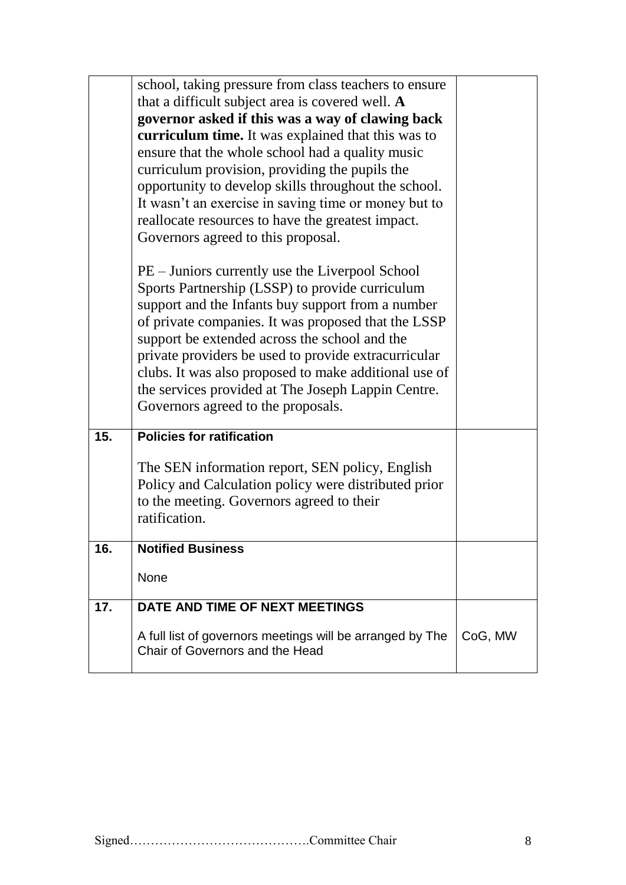| | | |
|---|---|---|
| | school, taking pressure from class teachers to ensure that a difficult subject area is covered well. **A governor asked if this was a way of clawing back curriculum time.** It was explained that this was to ensure that the whole school had a quality music curriculum provision, providing the pupils the opportunity to develop skills throughout the school. It wasn't an exercise in saving time or money but to reallocate resources to have the greatest impact. Governors agreed to this proposal.<br><br>PE – Juniors currently use the Liverpool School Sports Partnership (LSSP) to provide curriculum support and the Infants buy support from a number of private companies. It was proposed that the LSSP support be extended across the school and the private providers be used to provide extracurricular clubs. It was also proposed to make additional use of the services provided at The Joseph Lappin Centre. Governors agreed to the proposals. | |
| **15.** | **Policies for ratification**<br><br>The SEN information report, SEN policy, English Policy and Calculation policy were distributed prior to the meeting. Governors agreed to their ratification. | |
| **16.** | **Notified Business**<br><br>None | |
| **17.** | **DATE AND TIME OF NEXT MEETINGS**<br><br>A full list of governors meetings will be arranged by The Chair of Governors and the Head | CoG, MW |

Signed…………………………………….Committee Chair